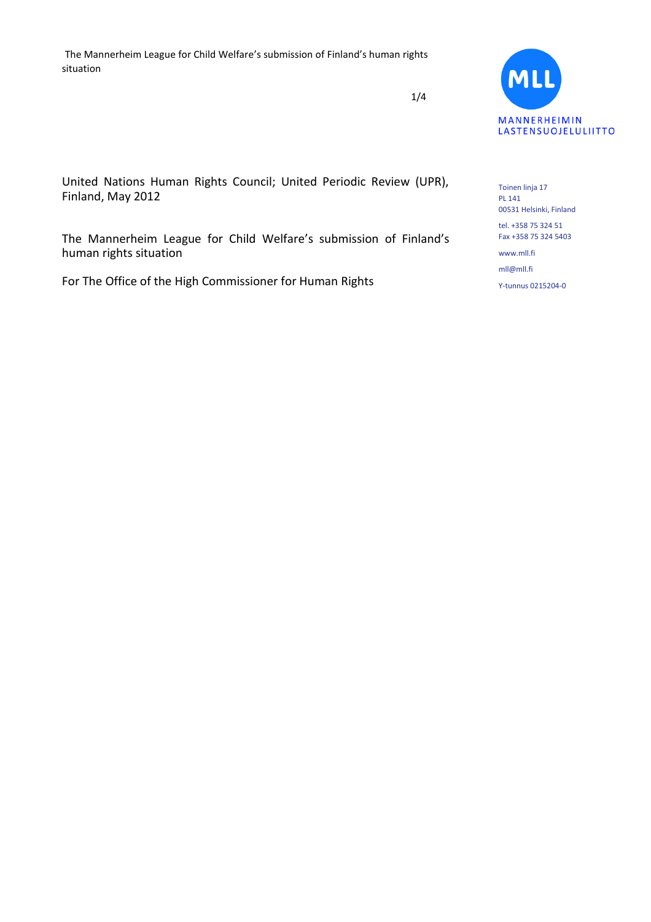United Nations Human Rights Council; United Periodic Review (UPR), Finland, May 2012

The Mannerheim League for Child Welfare's submission of Finland's human rights situation

For The Office of the High Commissioner for Human Rights

MANNERHEIMIN LASTENSUOJELULIITTO

Toinen linja 17
PL 141
00531 Helsinki, Finland

tel. +358 75 324 51
Fax +358 75 324 5403

www.mll.fi

mll@mll.fi

Y-tunnus 0215204-0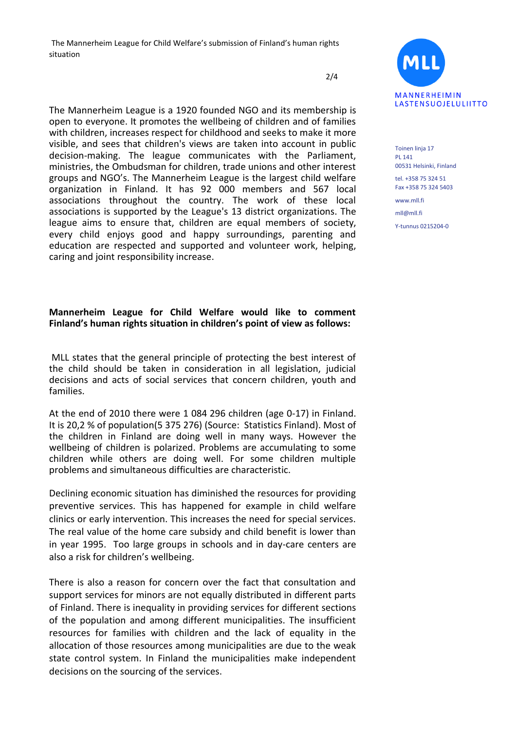The Mannerheim League is a 1920 founded NGO and its membership is open to everyone. It promotes the wellbeing of children and of families with children, increases respect for childhood and seeks to make it more visible, and sees that children's views are taken into account in public decision-making. The league communicates with the Parliament, ministries, the Ombudsman for children, trade unions and other interest groups and NGO's. The Mannerheim League is the largest child welfare organization in Finland. It has 92 000 members and 567 local associations throughout the country. The work of these local associations is supported by the League's 13 district organizations. The league aims to ensure that, children are equal members of society, every child enjoys good and happy surroundings, parenting and education are respected and supported and volunteer work, helping, caring and joint responsibility increase.

**Mannerheim League for Child Welfare would like to comment Finland's human rights situation in children's point of view as follows:**

MLL states that the general principle of protecting the best interest of the child should be taken in consideration in all legislation, judicial decisions and acts of social services that concern children, youth and families.

At the end of 2010 there were 1 084 296 children (age 0-17) in Finland. It is 20,2 % of population(5 375 276) (Source: Statistics Finland). Most of the children in Finland are doing well in many ways. However the wellbeing of children is polarized. Problems are accumulating to some children while others are doing well. For some children multiple problems and simultaneous difficulties are characteristic.

Declining economic situation has diminished the resources for providing preventive services. This has happened for example in child welfare clinics or early intervention. This increases the need for special services. The real value of the home care subsidy and child benefit is lower than in year 1995. Too large groups in schools and in day-care centers are also a risk for children's wellbeing.

There is also a reason for concern over the fact that consultation and support services for minors are not equally distributed in different parts of Finland. There is inequality in providing services for different sections of the population and among different municipalities. The insufficient resources for families with children and the lack of equality in the allocation of those resources among municipalities are due to the weak state control system. In Finland the municipalities make independent decisions on the sourcing of the services.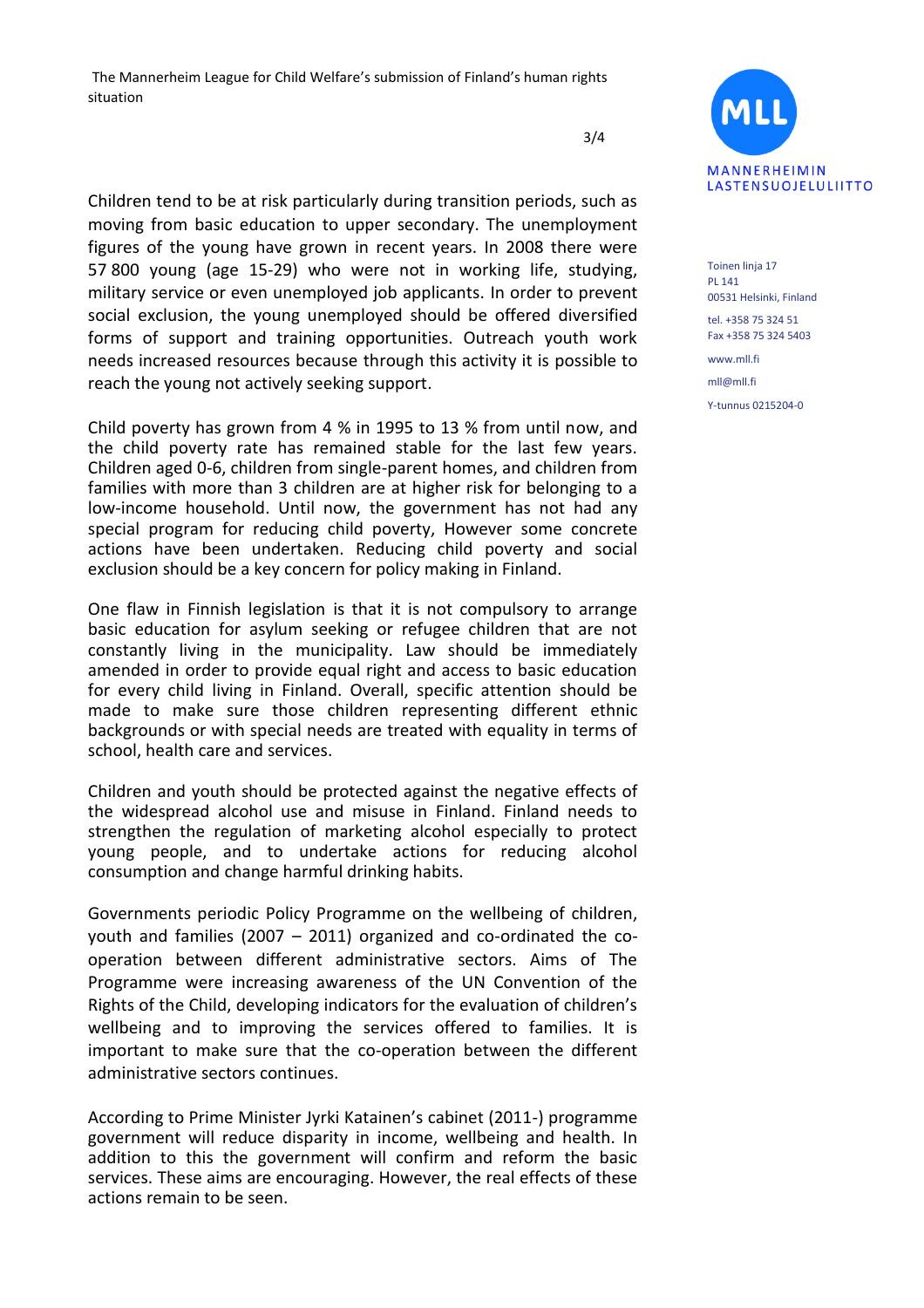Children tend to be at risk particularly during transition periods, such as moving from basic education to upper secondary. The unemployment figures of the young have grown in recent years. In 2008 there were 57 800 young (age 15-29) who were not in working life, studying, military service or even unemployed job applicants. In order to prevent social exclusion, the young unemployed should be offered diversified forms of support and training opportunities. Outreach youth work needs increased resources because through this activity it is possible to reach the young not actively seeking support.

Child poverty has grown from 4 % in 1995 to 13 % from until now, and the child poverty rate has remained stable for the last few years. Children aged 0-6, children from single-parent homes, and children from families with more than 3 children are at higher risk for belonging to a low-income household. Until now, the government has not had any special program for reducing child poverty, However some concrete actions have been undertaken. Reducing child poverty and social exclusion should be a key concern for policy making in Finland.

One flaw in Finnish legislation is that it is not compulsory to arrange basic education for asylum seeking or refugee children that are not constantly living in the municipality. Law should be immediately amended in order to provide equal right and access to basic education for every child living in Finland. Overall, specific attention should be made to make sure those children representing different ethnic backgrounds or with special needs are treated with equality in terms of school, health care and services.

Children and youth should be protected against the negative effects of the widespread alcohol use and misuse in Finland. Finland needs to strengthen the regulation of marketing alcohol especially to protect young people, and to undertake actions for reducing alcohol consumption and change harmful drinking habits.

Governments periodic Policy Programme on the wellbeing of children, youth and families (2007 – 2011) organized and co-ordinated the co-operation between different administrative sectors. Aims of The Programme were increasing awareness of the UN Convention of the Rights of the Child, developing indicators for the evaluation of children's wellbeing and to improving the services offered to families. It is important to make sure that the co-operation between the different administrative sectors continues.

According to Prime Minister Jyrki Katainen's cabinet (2011-) programme government will reduce disparity in income, wellbeing and health. In addition to this the government will confirm and reform the basic services. These aims are encouraging. However, the real effects of these actions remain to be seen.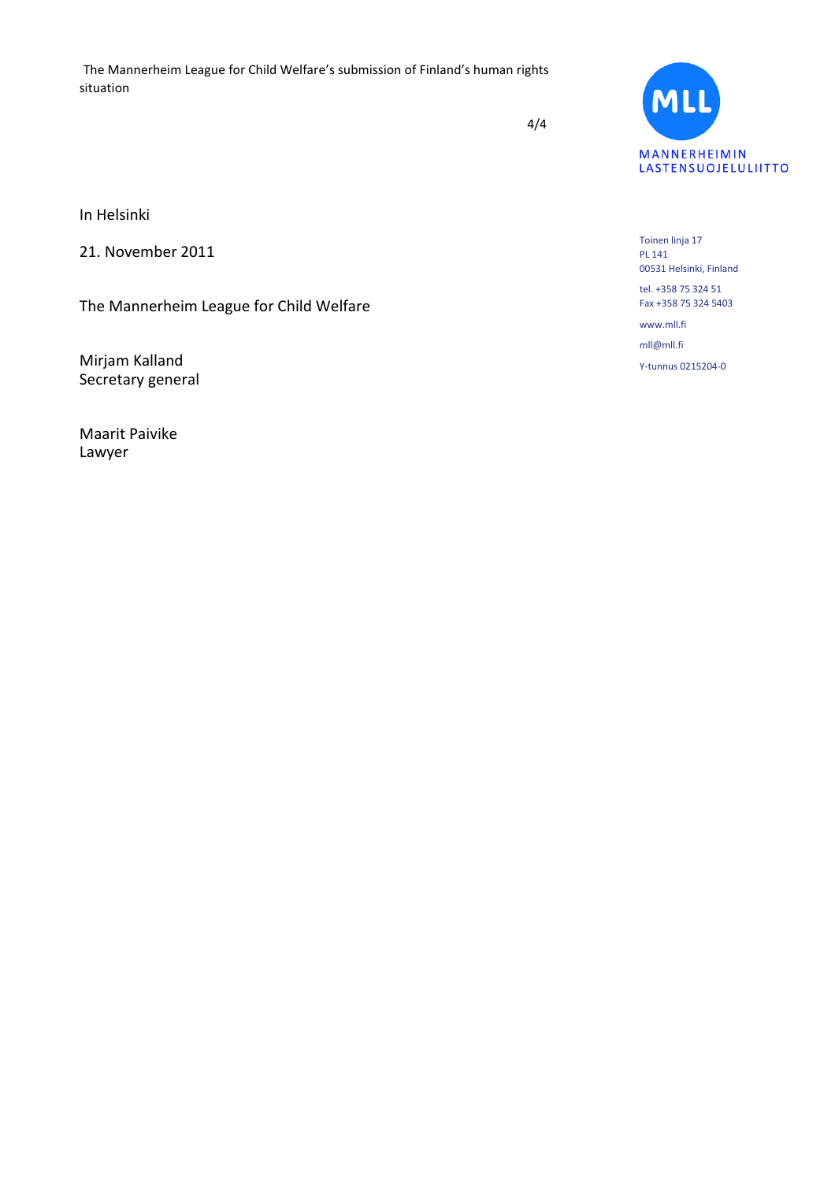In Helsinki

21. November 2011

The Mannerheim League for Child Welfare

Mirjam Kalland
Secretary general

Maarit Paivike
Lawyer

Toinen linja 17
PL 141
00531 Helsinki, Finland

tel. +358 75 324 51
Fax +358 75 324 5403

www.mll.fi

mll@mll.fi

Y-tunnus 0215204-0